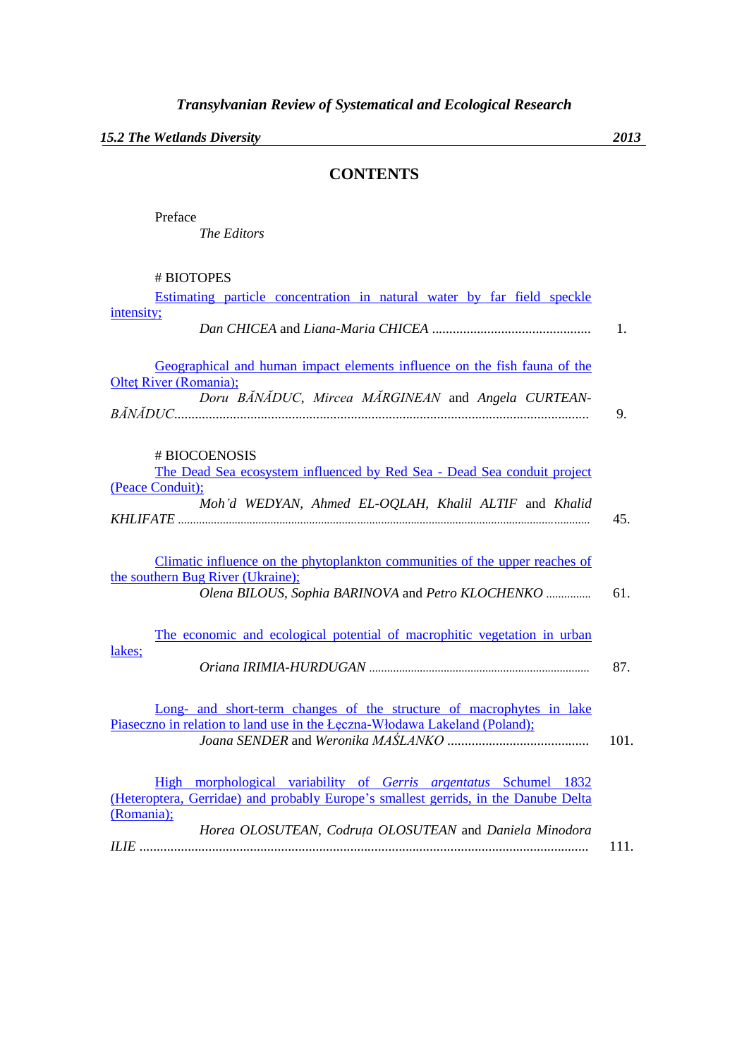*Transylvanian Review of Systematical and Ecological Research*

***15.2 The Wetlands Diversity*** ***2013***

# CONTENTS

Preface
*The Editors*

## # BIOTOPES

Estimating particle concentration in natural water by far field speckle intensity;
*Dan CHICEA* and *Liana-Maria CHICEA* ............................................. 1.

Geographical and human impact elements influence on the fish fauna of the Olteţ River (Romania);
*Doru BĂNĂDUC*, *Mircea MĂRGINEAN* and *Angela CURTEAN-BĂNĂDUC*....................................................................................................... 9.

## # BIOCOENOSIS

The Dead Sea ecosystem influenced by Red Sea - Dead Sea conduit project (Peace Conduit);
*Moh'd WEDYAN*, *Ahmed EL-OQLAH*, *Khalil ALTIF* and *Khalid KHLIFATE* ........................................................................................................ 45.

Climatic influence on the phytoplankton communities of the upper reaches of the southern Bug River (Ukraine);
*Olena BILOUS*, *Sophia BARINOVA* and *Petro KLOCHENKO* ............... 61.

The economic and ecological potential of macrophitic vegetation in urban lakes;
*Oriana IRIMIA-HURDUGAN* ......................................................................... 87.

Long- and short-term changes of the structure of macrophytes in lake Piaseczno in relation to land use in the Łęczna-Włodawa Lakeland (Poland);
*Joana SENDER* and *Weronika MAŚLANKO* ......................................... 101.

High morphological variability of *Gerris argentatus* Schumel 1832 (Heteroptera, Gerridae) and probably Europe's smallest gerrids, in the Danube Delta (Romania);
*Horea OLOSUTEAN*, *Codruța OLOSUTEAN* and *Daniela Minodora ILIE* ................................................................................................................ 111.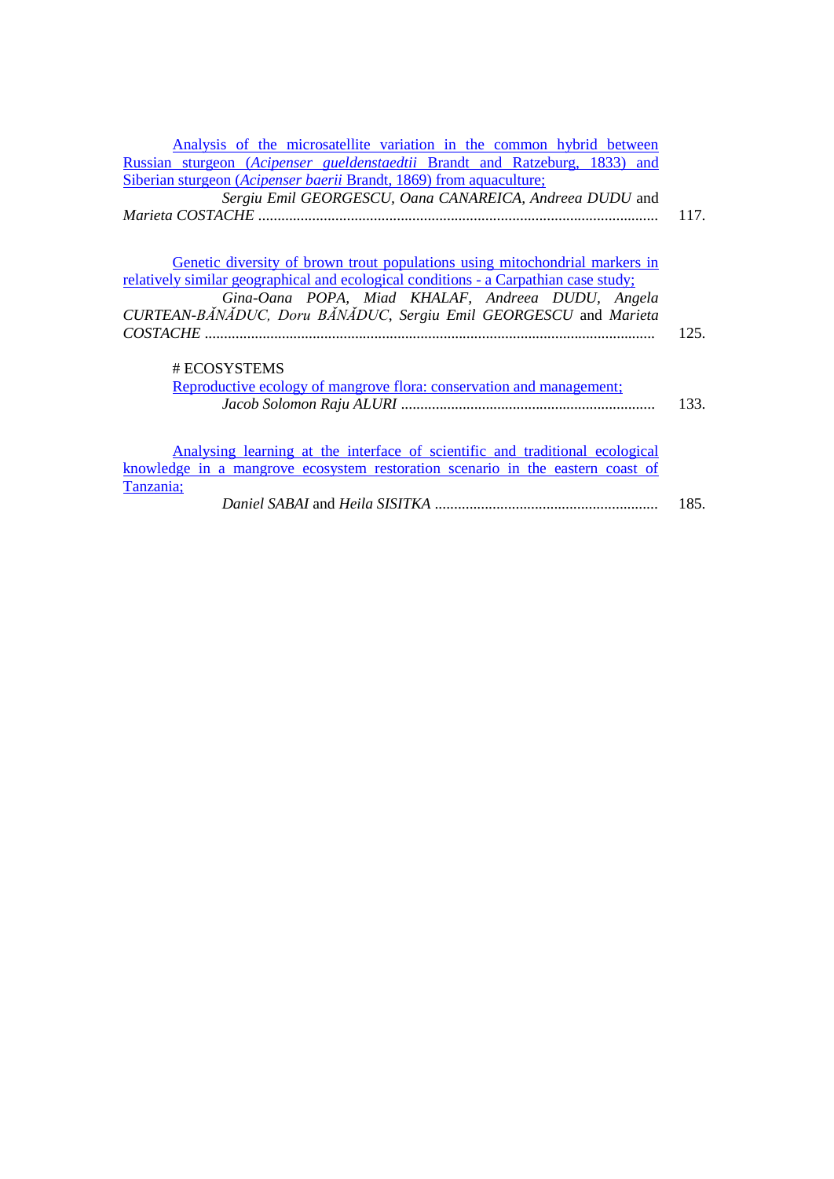Analysis of the microsatellite variation in the common hybrid between Russian sturgeon (*Acipenser gueldenstaedtii* Brandt and Ratzeburg, 1833) and Siberian sturgeon (*Acipenser baerii* Brandt, 1869) from aquaculture;
*Sergiu Emil GEORGESCU, Oana CANAREICA, Andreea DUDU* and *Marieta COSTACHE* ........................................................................................................ 117.

Genetic diversity of brown trout populations using mitochondrial markers in relatively similar geographical and ecological conditions - a Carpathian case study;
*Gina-Oana POPA, Miad KHALAF, Andreea DUDU, Angela CURTEAN-BĂNĂDUC, Doru BĂNĂDUC, Sergiu Emil GEORGESCU* and *Marieta COSTACHE* .................................................................................................................... 125.

# ECOSYSTEMS

Reproductive ecology of mangrove flora: conservation and management;
*Jacob Solomon Raju ALURI* .................................................................. 133.

Analysing learning at the interface of scientific and traditional ecological knowledge in a mangrove ecosystem restoration scenario in the eastern coast of Tanzania;
*Daniel SABAI* and *Heila SISITKA* .......................................................... 185.